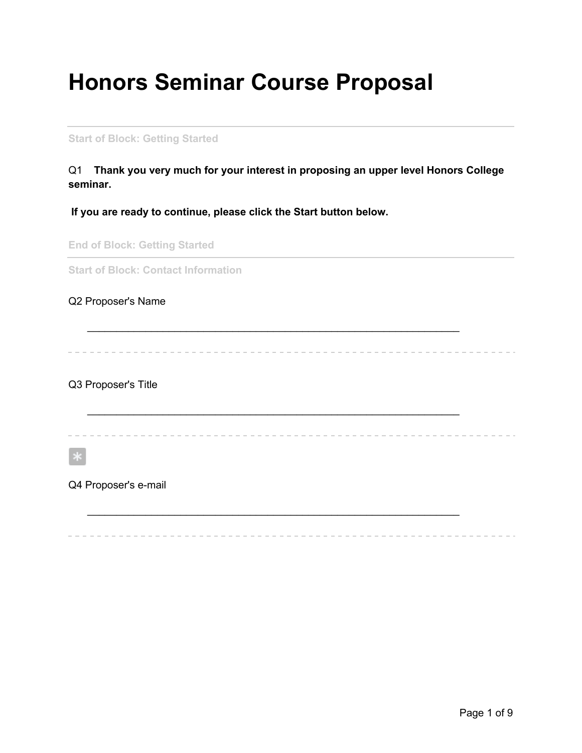# Honors Seminar Course Proposal

---

Start of Block: Getting Started

Q1 **Thank you very much for your interest in proposing an upper level Honors College seminar.**

**If you are ready to continue, please click the Start button below.**

End of Block: Getting Started

---

Start of Block: Contact Information

Q2 Proposer's Name

________________________________________________________________

Q3 Proposer's Title

________________________________________________________________

*

Q4 Proposer's e-mail

________________________________________________________________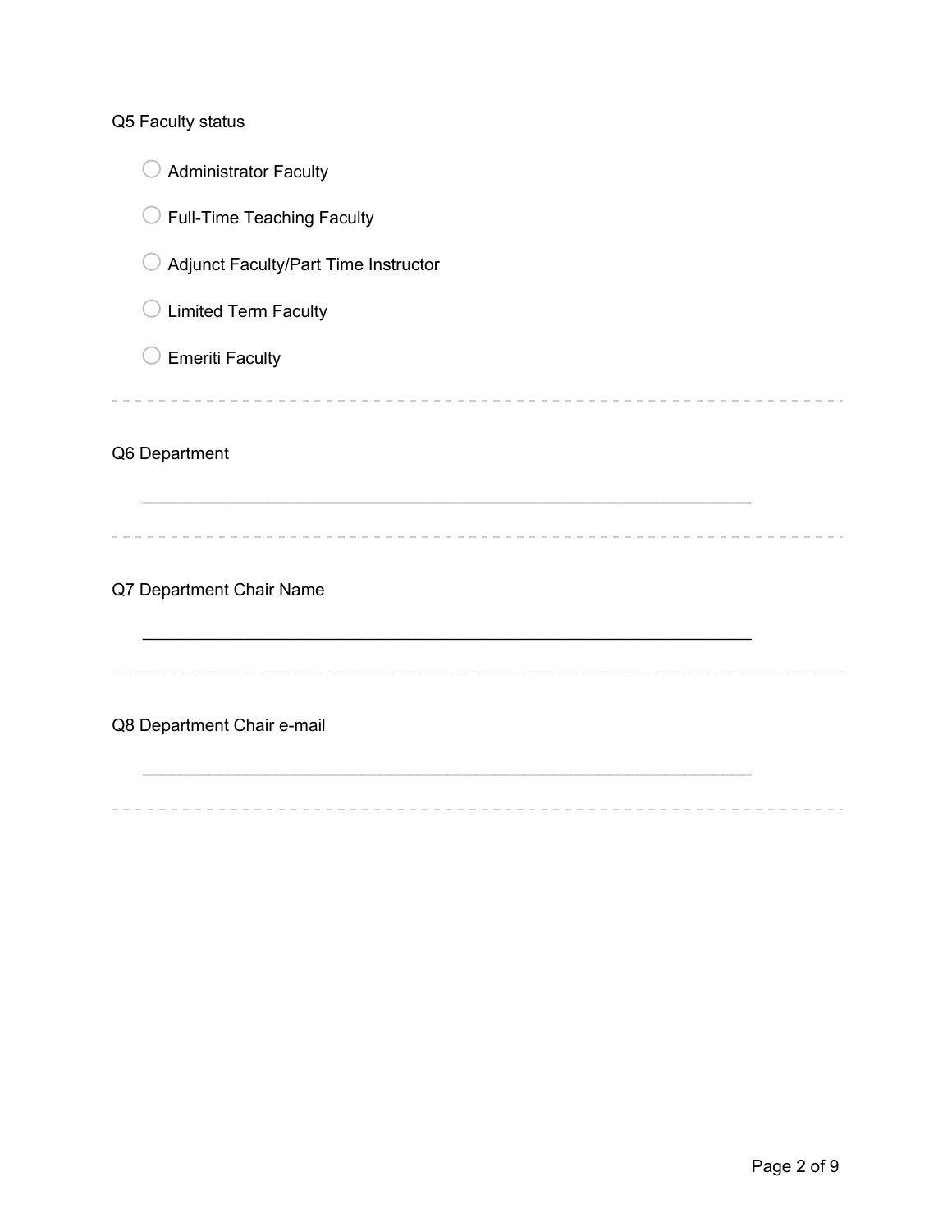Q5 Faculty status

- ○ Administrator Faculty
- ○ Full-Time Teaching Faculty
- ○ Adjunct Faculty/Part Time Instructor
- ○ Limited Term Faculty
- ○ Emeriti Faculty

---

Q6 Department

________________________________________________________________

---

Q7 Department Chair Name

________________________________________________________________

---

Q8 Department Chair e-mail

________________________________________________________________

---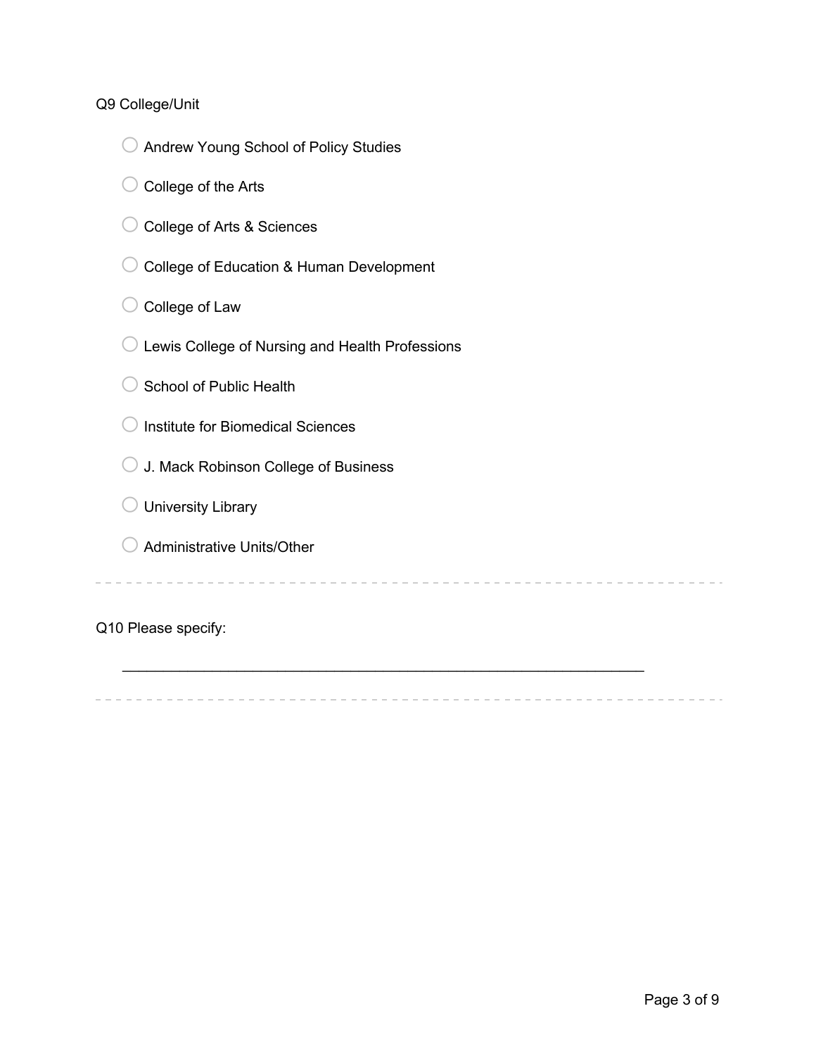Q9 College/Unit

- ○ Andrew Young School of Policy Studies
- ○ College of the Arts
- ○ College of Arts & Sciences
- ○ College of Education & Human Development
- ○ College of Law
- ○ Lewis College of Nursing and Health Professions
- ○ School of Public Health
- ○ Institute for Biomedical Sciences
- ○ J. Mack Robinson College of Business
- ○ University Library
- ○ Administrative Units/Other

---

Q10 Please specify:

________________________________________________________________

---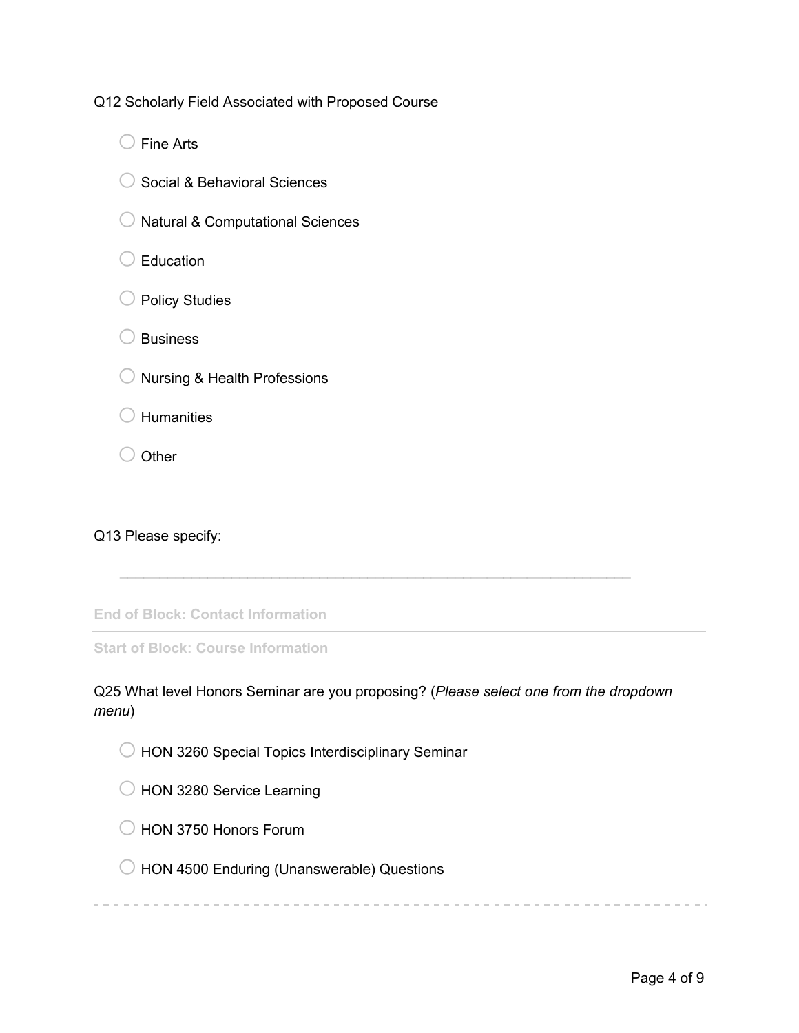Q12 Scholarly Field Associated with Proposed Course

- ○ Fine Arts
- ○ Social & Behavioral Sciences
- ○ Natural & Computational Sciences
- ○ Education
- ○ Policy Studies
- ○ Business
- ○ Nursing & Health Professions
- ○ Humanities
- ○ Other

---

Q13 Please specify:

________________________________________________________________

**End of Block: Contact Information**

---

**Start of Block: Course Information**

Q25 What level Honors Seminar are you proposing? (*Please select one from the dropdown menu*)

- ○ HON 3260 Special Topics Interdisciplinary Seminar
- ○ HON 3280 Service Learning
- ○ HON 3750 Honors Forum
- ○ HON 4500 Enduring (Unanswerable) Questions

---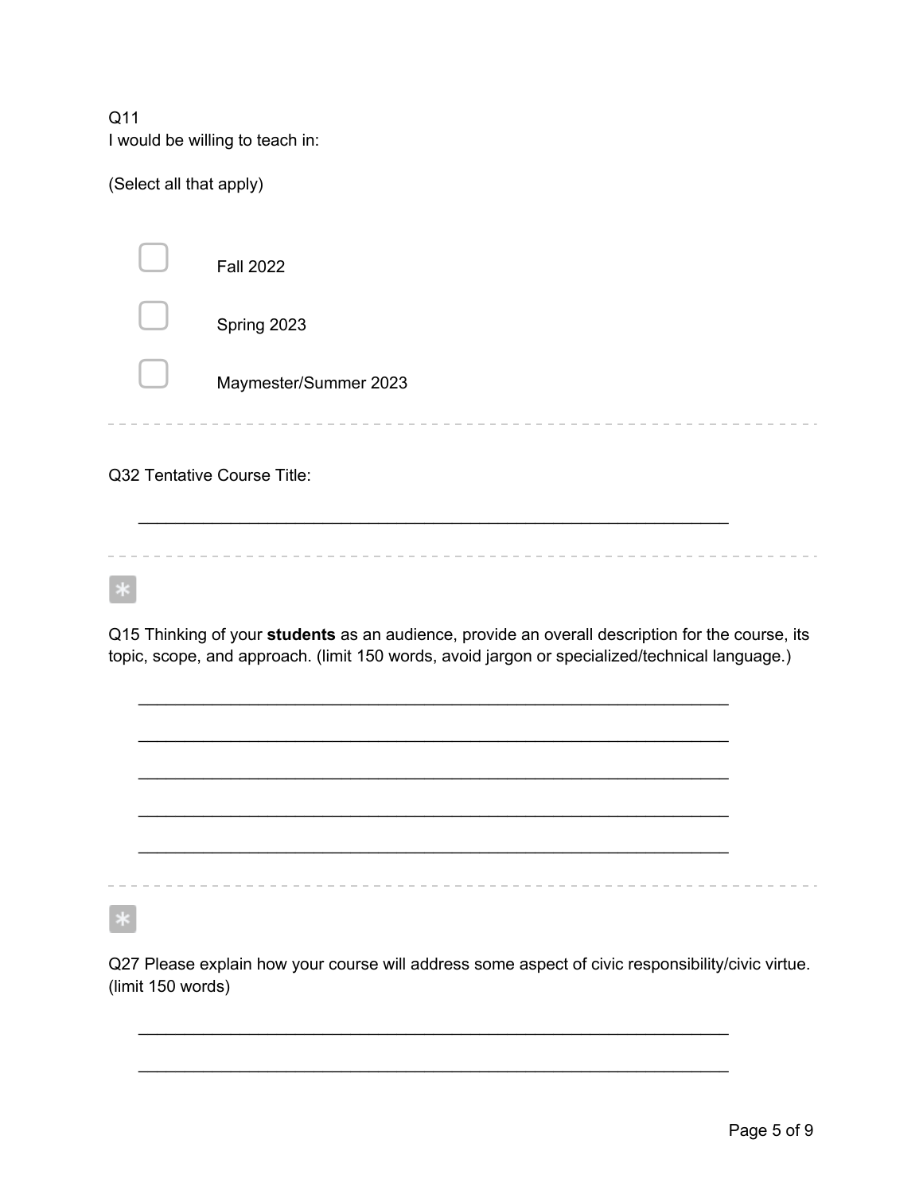Q11
I would be willing to teach in:

(Select all that apply)

- [ ] Fall 2022
- [ ] Spring 2023
- [ ] Maymester/Summer 2023

---

Q32 Tentative Course Title:

________________________________________________________________

---

*

Q15 Thinking of your **students** as an audience, provide an overall description for the course, its topic, scope, and approach. (limit 150 words, avoid jargon or specialized/technical language.)

________________________________________________________________

________________________________________________________________

________________________________________________________________

________________________________________________________________

________________________________________________________________

---

*

Q27 Please explain how your course will address some aspect of civic responsibility/civic virtue. (limit 150 words)

________________________________________________________________

________________________________________________________________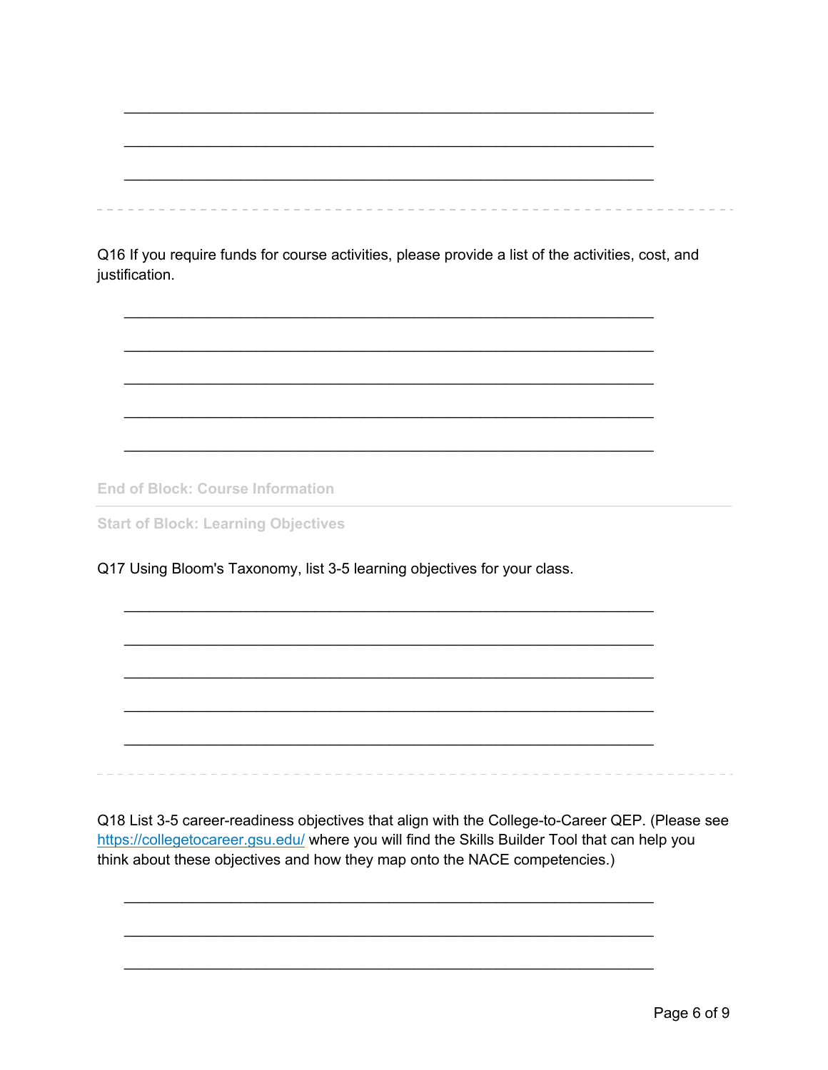\_\_\_\_\_\_\_\_\_\_\_\_\_\_\_\_\_\_\_\_\_\_\_\_\_\_\_\_\_\_\_\_\_\_\_\_\_\_\_\_\_\_\_\_\_\_\_\_\_\_\_\_\_\_\_\_\_\_\_\_\_\_\_\_

\_\_\_\_\_\_\_\_\_\_\_\_\_\_\_\_\_\_\_\_\_\_\_\_\_\_\_\_\_\_\_\_\_\_\_\_\_\_\_\_\_\_\_\_\_\_\_\_\_\_\_\_\_\_\_\_\_\_\_\_\_\_\_\_

\_\_\_\_\_\_\_\_\_\_\_\_\_\_\_\_\_\_\_\_\_\_\_\_\_\_\_\_\_\_\_\_\_\_\_\_\_\_\_\_\_\_\_\_\_\_\_\_\_\_\_\_\_\_\_\_\_\_\_\_\_\_\_\_

---

Q16 If you require funds for course activities, please provide a list of the activities, cost, and justification.

\_\_\_\_\_\_\_\_\_\_\_\_\_\_\_\_\_\_\_\_\_\_\_\_\_\_\_\_\_\_\_\_\_\_\_\_\_\_\_\_\_\_\_\_\_\_\_\_\_\_\_\_\_\_\_\_\_\_\_\_\_\_\_\_

\_\_\_\_\_\_\_\_\_\_\_\_\_\_\_\_\_\_\_\_\_\_\_\_\_\_\_\_\_\_\_\_\_\_\_\_\_\_\_\_\_\_\_\_\_\_\_\_\_\_\_\_\_\_\_\_\_\_\_\_\_\_\_\_

\_\_\_\_\_\_\_\_\_\_\_\_\_\_\_\_\_\_\_\_\_\_\_\_\_\_\_\_\_\_\_\_\_\_\_\_\_\_\_\_\_\_\_\_\_\_\_\_\_\_\_\_\_\_\_\_\_\_\_\_\_\_\_\_

\_\_\_\_\_\_\_\_\_\_\_\_\_\_\_\_\_\_\_\_\_\_\_\_\_\_\_\_\_\_\_\_\_\_\_\_\_\_\_\_\_\_\_\_\_\_\_\_\_\_\_\_\_\_\_\_\_\_\_\_\_\_\_\_

\_\_\_\_\_\_\_\_\_\_\_\_\_\_\_\_\_\_\_\_\_\_\_\_\_\_\_\_\_\_\_\_\_\_\_\_\_\_\_\_\_\_\_\_\_\_\_\_\_\_\_\_\_\_\_\_\_\_\_\_\_\_\_\_

**End of Block: Course Information**

---

**Start of Block: Learning Objectives**

Q17 Using Bloom's Taxonomy, list 3-5 learning objectives for your class.

\_\_\_\_\_\_\_\_\_\_\_\_\_\_\_\_\_\_\_\_\_\_\_\_\_\_\_\_\_\_\_\_\_\_\_\_\_\_\_\_\_\_\_\_\_\_\_\_\_\_\_\_\_\_\_\_\_\_\_\_\_\_\_\_

\_\_\_\_\_\_\_\_\_\_\_\_\_\_\_\_\_\_\_\_\_\_\_\_\_\_\_\_\_\_\_\_\_\_\_\_\_\_\_\_\_\_\_\_\_\_\_\_\_\_\_\_\_\_\_\_\_\_\_\_\_\_\_\_

\_\_\_\_\_\_\_\_\_\_\_\_\_\_\_\_\_\_\_\_\_\_\_\_\_\_\_\_\_\_\_\_\_\_\_\_\_\_\_\_\_\_\_\_\_\_\_\_\_\_\_\_\_\_\_\_\_\_\_\_\_\_\_\_

\_\_\_\_\_\_\_\_\_\_\_\_\_\_\_\_\_\_\_\_\_\_\_\_\_\_\_\_\_\_\_\_\_\_\_\_\_\_\_\_\_\_\_\_\_\_\_\_\_\_\_\_\_\_\_\_\_\_\_\_\_\_\_\_

\_\_\_\_\_\_\_\_\_\_\_\_\_\_\_\_\_\_\_\_\_\_\_\_\_\_\_\_\_\_\_\_\_\_\_\_\_\_\_\_\_\_\_\_\_\_\_\_\_\_\_\_\_\_\_\_\_\_\_\_\_\_\_\_

---

Q18 List 3-5 career-readiness objectives that align with the College-to-Career QEP. (Please see https://collegetocareer.gsu.edu/ where you will find the Skills Builder Tool that can help you think about these objectives and how they map onto the NACE competencies.)

\_\_\_\_\_\_\_\_\_\_\_\_\_\_\_\_\_\_\_\_\_\_\_\_\_\_\_\_\_\_\_\_\_\_\_\_\_\_\_\_\_\_\_\_\_\_\_\_\_\_\_\_\_\_\_\_\_\_\_\_\_\_\_\_

\_\_\_\_\_\_\_\_\_\_\_\_\_\_\_\_\_\_\_\_\_\_\_\_\_\_\_\_\_\_\_\_\_\_\_\_\_\_\_\_\_\_\_\_\_\_\_\_\_\_\_\_\_\_\_\_\_\_\_\_\_\_\_\_

\_\_\_\_\_\_\_\_\_\_\_\_\_\_\_\_\_\_\_\_\_\_\_\_\_\_\_\_\_\_\_\_\_\_\_\_\_\_\_\_\_\_\_\_\_\_\_\_\_\_\_\_\_\_\_\_\_\_\_\_\_\_\_\_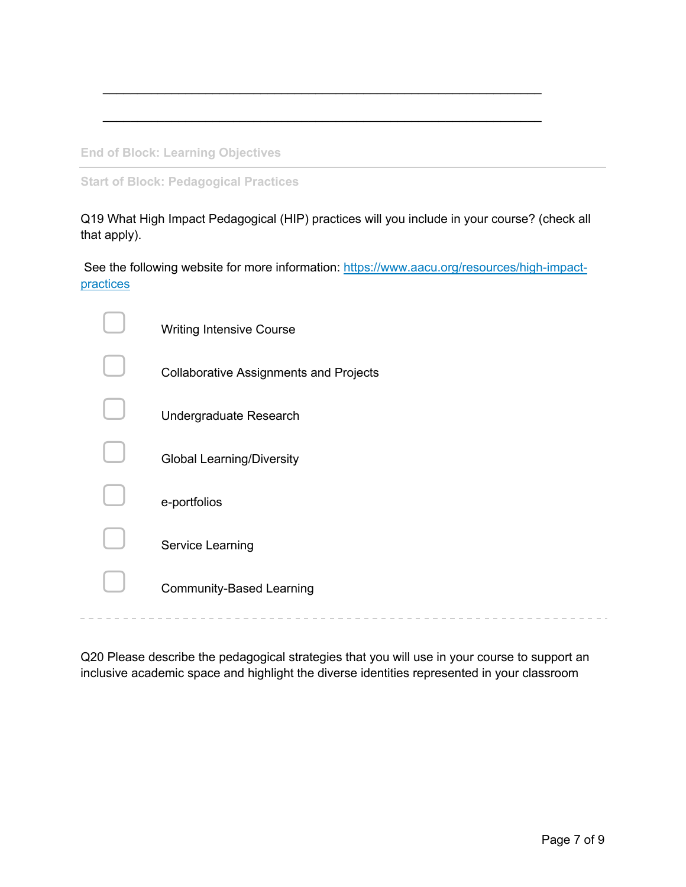\_\_\_\_\_\_\_\_\_\_\_\_\_\_\_\_\_\_\_\_\_\_\_\_\_\_\_\_\_\_\_\_\_\_\_\_\_\_\_\_\_\_\_\_\_\_\_\_\_\_\_\_\_\_\_\_\_\_\_\_\_\_\_\_

\_\_\_\_\_\_\_\_\_\_\_\_\_\_\_\_\_\_\_\_\_\_\_\_\_\_\_\_\_\_\_\_\_\_\_\_\_\_\_\_\_\_\_\_\_\_\_\_\_\_\_\_\_\_\_\_\_\_\_\_\_\_\_\_

**End of Block: Learning Objectives**

---

**Start of Block: Pedagogical Practices**

Q19 What High Impact Pedagogical (HIP) practices will you include in your course? (check all that apply).

See the following website for more information: [https://www.aacu.org/resources/high-impact-practices](https://www.aacu.org/resources/high-impact-practices)

- ▢ Writing Intensive Course
- ▢ Collaborative Assignments and Projects
- ▢ Undergraduate Research
- ▢ Global Learning/Diversity
- ▢ e-portfolios
- ▢ Service Learning
- ▢ Community-Based Learning

---

Q20 Please describe the pedagogical strategies that you will use in your course to support an inclusive academic space and highlight the diverse identities represented in your classroom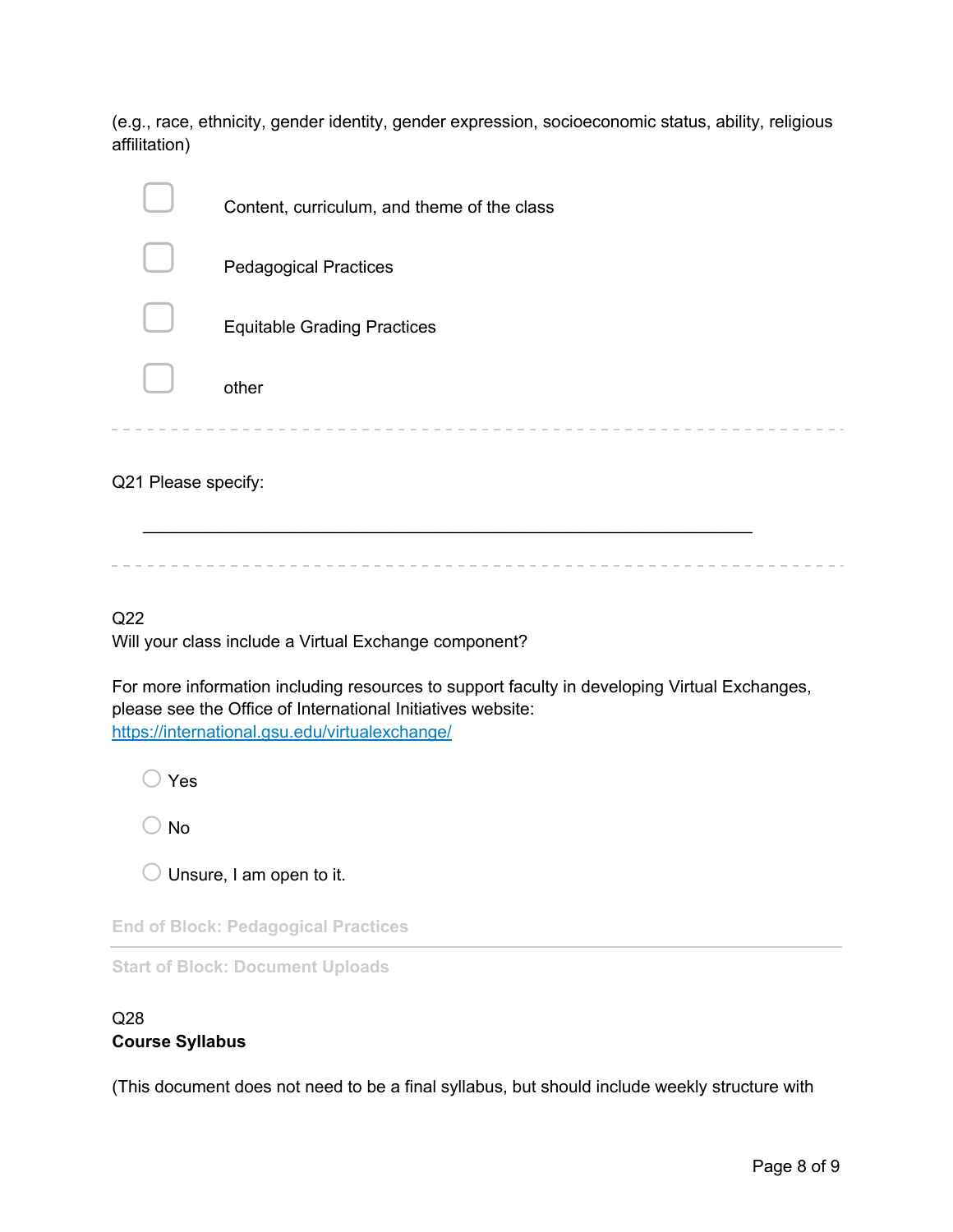(e.g., race, ethnicity, gender identity, gender expression, socioeconomic status, ability, religious affilitation)

- ☐ Content, curriculum, and theme of the class
- ☐ Pedagogical Practices
- ☐ Equitable Grading Practices
- ☐ other

---

Q21 Please specify:

________________________________________________________________

---

Q22
Will your class include a Virtual Exchange component?

For more information including resources to support faculty in developing Virtual Exchanges, please see the Office of International Initiatives website: [https://international.gsu.edu/virtualexchange/](https://international.gsu.edu/virtualexchange/)

- ○ Yes
- ○ No
- ○ Unsure, I am open to it.

**End of Block: Pedagogical Practices**

---

**Start of Block: Document Uploads**

Q28
**Course Syllabus**

(This document does not need to be a final syllabus, but should include weekly structure with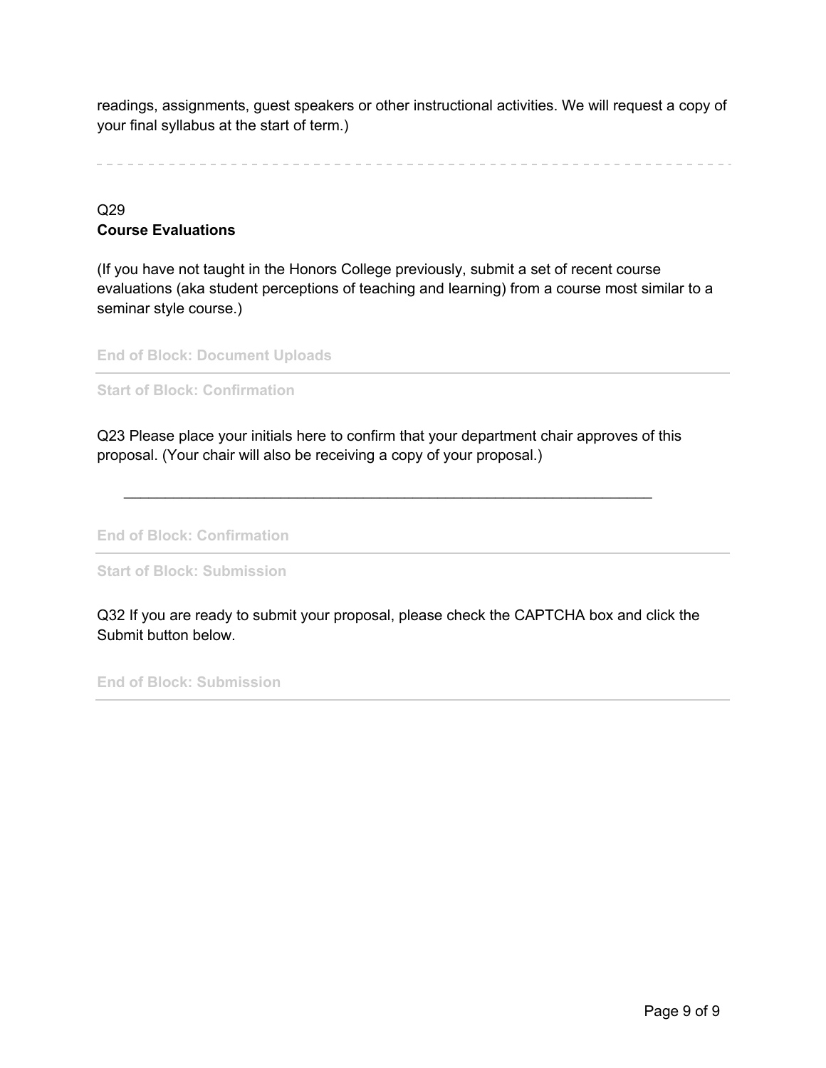readings, assignments, guest speakers or other instructional activities. We will request a copy of your final syllabus at the start of term.)

---

Q29
**Course Evaluations**

(If you have not taught in the Honors College previously, submit a set of recent course evaluations (aka student perceptions of teaching and learning) from a course most similar to a seminar style course.)

End of Block: Document Uploads

---

Start of Block: Confirmation

Q23 Please place your initials here to confirm that your department chair approves of this proposal. (Your chair will also be receiving a copy of your proposal.)

________________________________________________________________

End of Block: Confirmation

---

Start of Block: Submission

Q32 If you are ready to submit your proposal, please check the CAPTCHA box and click the Submit button below.

End of Block: Submission

---